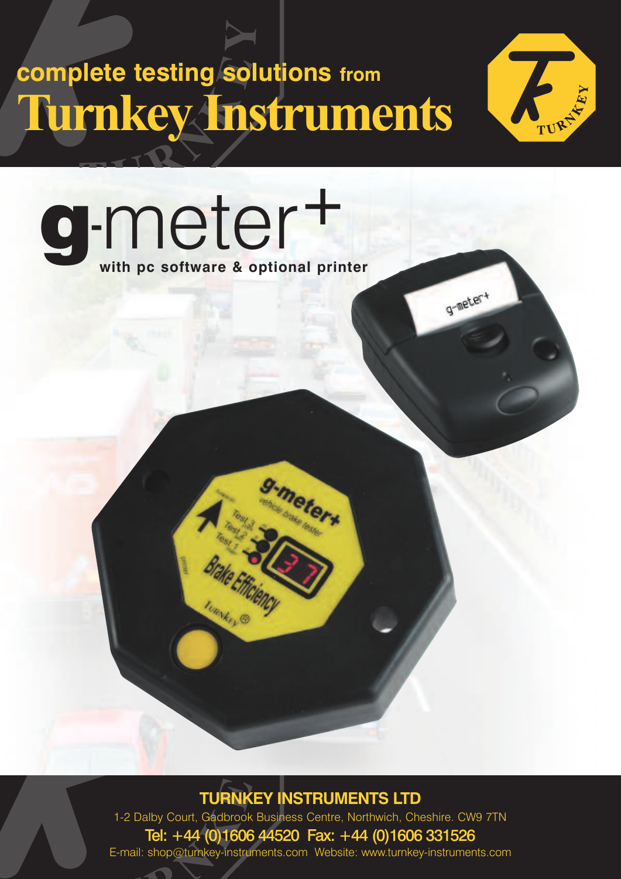complete testing solutions from

# Turnkey Instruments

# g-meter+

**with pc software & optional printer**

## TURNKEY INSTRUMENTS LTD

1-2 Dalby Court, Gadbrook Business Centre, Northwich, Cheshire. CW9 7TN

**Tel: +44 (0)1606 44520 Fax: +44 (0)1606 331526**

E-mail: shop@turnkey-instruments.com Website: www.turnkey-instruments.com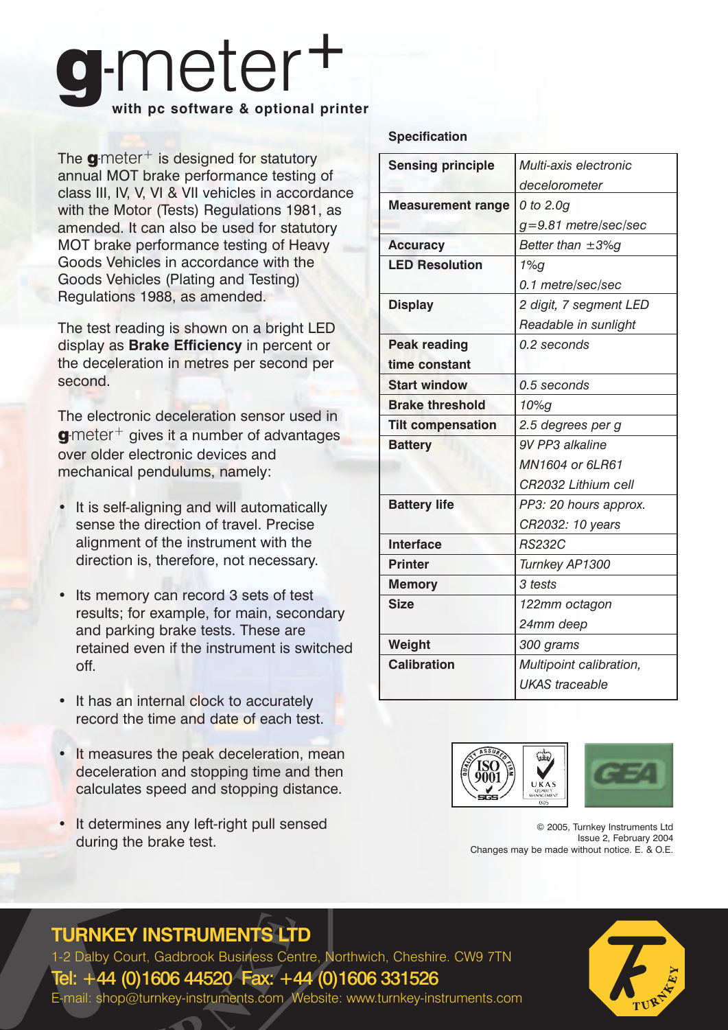# g-meter+

**with pc software & optional printer**

The **g**-meter+ is designed for statutory annual MOT brake performance testing of class III, IV, V, VI & VII vehicles in accordance with the Motor (Tests) Regulations 1981, as amended. It can also be used for statutory MOT brake performance testing of Heavy Goods Vehicles in accordance with the Goods Vehicles (Plating and Testing) Regulations 1988, as amended.

The test reading is shown on a bright LED display as **Brake Efficiency** in percent or the deceleration in metres per second per second.

The electronic deceleration sensor used in **g**-meter+ gives it a number of advantages over older electronic devices and mechanical pendulums, namely:

- It is self-aligning and will automatically sense the direction of travel. Precise alignment of the instrument with the direction is, therefore, not necessary.
- Its memory can record 3 sets of test results; for example, for main, secondary and parking brake tests. These are retained even if the instrument is switched off.
- It has an internal clock to accurately record the time and date of each test.
- It measures the peak deceleration, mean deceleration and stopping time and then calculates speed and stopping distance.
- It determines any left-right pull sensed during the brake test.

**Specification**

| | |
|---|---|
| **Sensing principle** | *Multi-axis electronic decelerometer* |
| **Measurement range** | *0 to 2.0g*<br>*g=9.81 metre/sec/sec* |
| **Accuracy** | *Better than ±3%g* |
| **LED Resolution** | *1%g*<br>*0.1 metre/sec/sec* |
| **Display** | *2 digit, 7 segment LED*<br>*Readable in sunlight* |
| **Peak reading time constant** | *0.2 seconds* |
| **Start window** | *0.5 seconds* |
| **Brake threshold** | *10%g* |
| **Tilt compensation** | *2.5 degrees per g* |
| **Battery** | *9V PP3 alkaline*<br>*MN1604 or 6LR61*<br>*CR2032 Lithium cell* |
| **Battery life** | *PP3: 20 hours approx.*<br>*CR2032: 10 years* |
| **Interface** | *RS232C* |
| **Printer** | *Turnkey AP1300* |
| **Memory** | *3 tests* |
| **Size** | *122mm octagon*<br>*24mm deep* |
| **Weight** | *300 grams* |
| **Calibration** | *Multipoint calibration,*<br>*UKAS traceable* |

© 2005, Turnkey Instruments Ltd
Issue 2, February 2004
Changes may be made without notice. E. & O.E.

**TURNKEY INSTRUMENTS LTD**

1-2 Dalby Court, Gadbrook Business Centre, Northwich, Cheshire. CW9 7TN

Tel: +44 (0)1606 44520 Fax: +44 (0)1606 331526

E-mail: shop@turnkey-instruments.com Website: www.turnkey-instruments.com